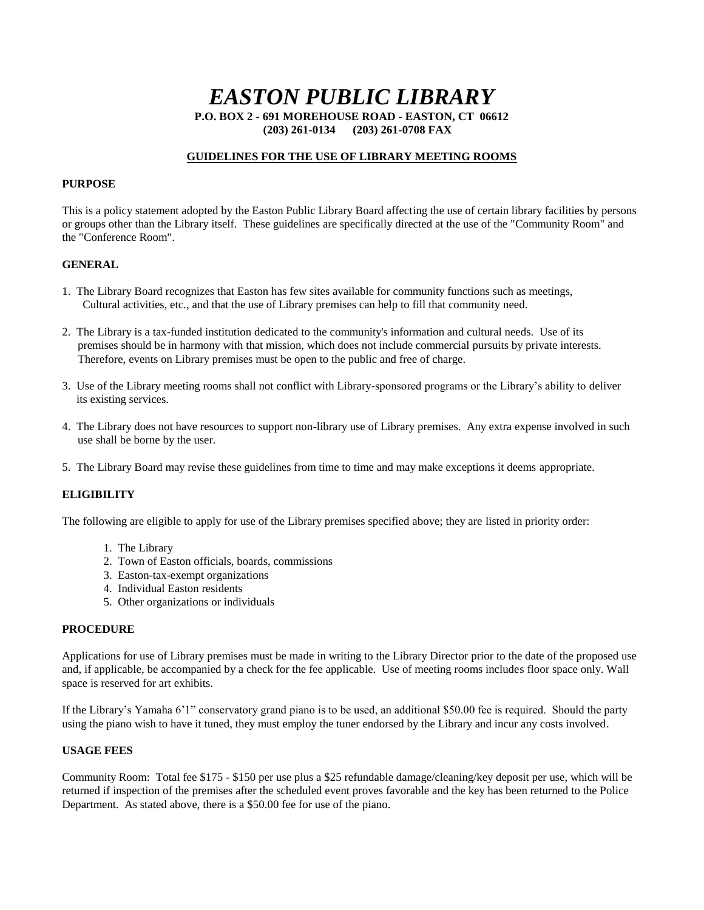# *EASTON PUBLIC LIBRARY*

**P.O. BOX 2 - 691 MOREHOUSE ROAD - EASTON, CT 06612**
**(203) 261-0134 (203) 261-0708 FAX**

## GUIDELINES FOR THE USE OF LIBRARY MEETING ROOMS

### PURPOSE

This is a policy statement adopted by the Easton Public Library Board affecting the use of certain library facilities by persons or groups other than the Library itself. These guidelines are specifically directed at the use of the "Community Room" and the "Conference Room".

### GENERAL

1. The Library Board recognizes that Easton has few sites available for community functions such as meetings, Cultural activities, etc., and that the use of Library premises can help to fill that community need.
2. The Library is a tax-funded institution dedicated to the community's information and cultural needs. Use of its premises should be in harmony with that mission, which does not include commercial pursuits by private interests. Therefore, events on Library premises must be open to the public and free of charge.
3. Use of the Library meeting rooms shall not conflict with Library-sponsored programs or the Library's ability to deliver its existing services.
4. The Library does not have resources to support non-library use of Library premises. Any extra expense involved in such use shall be borne by the user.
5. The Library Board may revise these guidelines from time to time and may make exceptions it deems appropriate.

### ELIGIBILITY

The following are eligible to apply for use of the Library premises specified above; they are listed in priority order:

1. The Library
2. Town of Easton officials, boards, commissions
3. Easton-tax-exempt organizations
4. Individual Easton residents
5. Other organizations or individuals

### PROCEDURE

Applications for use of Library premises must be made in writing to the Library Director prior to the date of the proposed use and, if applicable, be accompanied by a check for the fee applicable. Use of meeting rooms includes floor space only. Wall space is reserved for art exhibits.

If the Library's Yamaha 6'1" conservatory grand piano is to be used, an additional $50.00 fee is required. Should the party using the piano wish to have it tuned, they must employ the tuner endorsed by the Library and incur any costs involved.

### USAGE FEES

Community Room: Total fee $175 - $150 per use plus a $25 refundable damage/cleaning/key deposit per use, which will be returned if inspection of the premises after the scheduled event proves favorable and the key has been returned to the Police Department. As stated above, there is a $50.00 fee for use of the piano.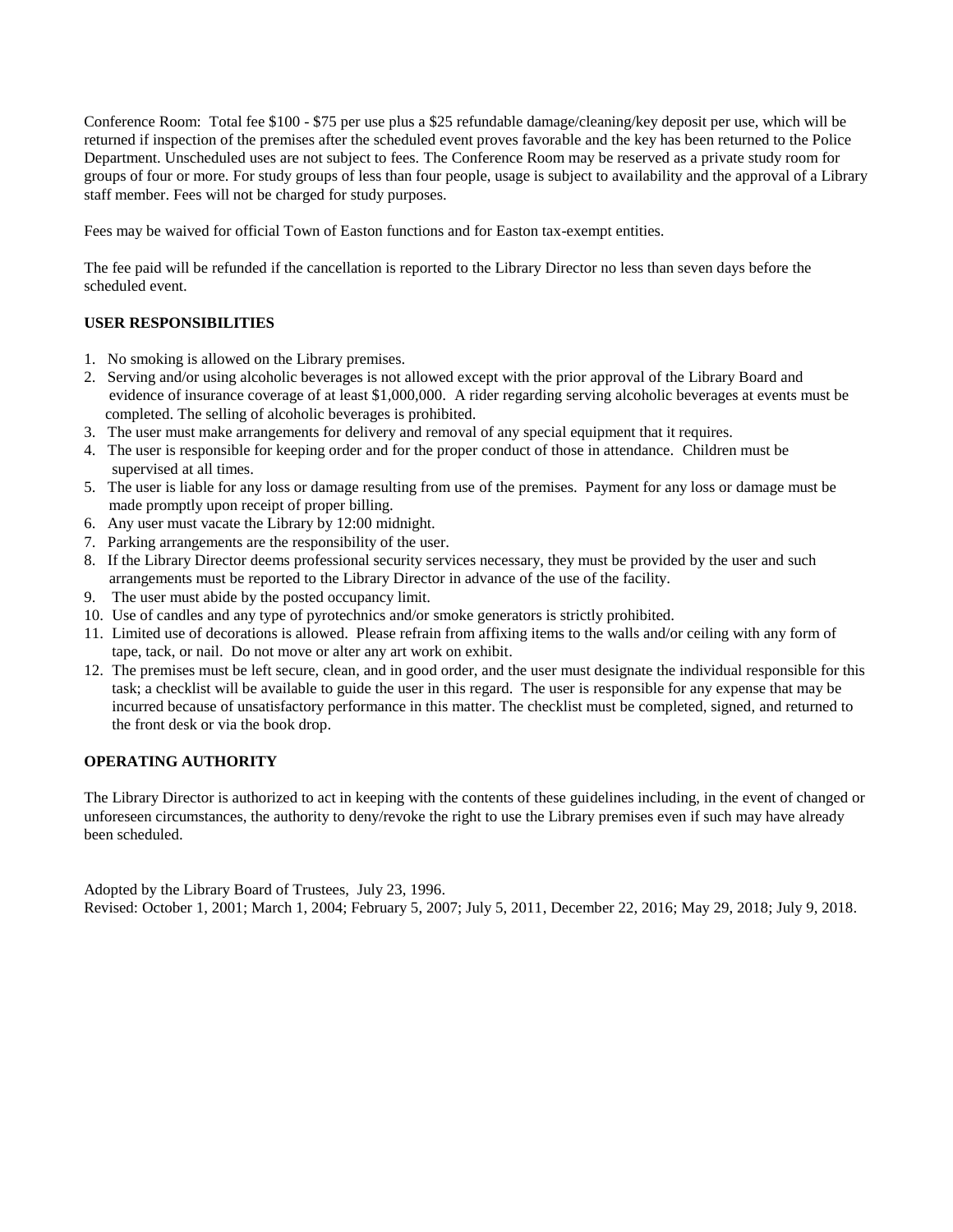Conference Room: Total fee $100 - $75 per use plus a $25 refundable damage/cleaning/key deposit per use, which will be returned if inspection of the premises after the scheduled event proves favorable and the key has been returned to the Police Department. Unscheduled uses are not subject to fees. The Conference Room may be reserved as a private study room for groups of four or more. For study groups of less than four people, usage is subject to availability and the approval of a Library staff member. Fees will not be charged for study purposes.

Fees may be waived for official Town of Easton functions and for Easton tax-exempt entities.

The fee paid will be refunded if the cancellation is reported to the Library Director no less than seven days before the scheduled event.

**USER RESPONSIBILITIES**

1. No smoking is allowed on the Library premises.
2. Serving and/or using alcoholic beverages is not allowed except with the prior approval of the Library Board and evidence of insurance coverage of at least $1,000,000. A rider regarding serving alcoholic beverages at events must be completed. The selling of alcoholic beverages is prohibited.
3. The user must make arrangements for delivery and removal of any special equipment that it requires.
4. The user is responsible for keeping order and for the proper conduct of those in attendance. Children must be supervised at all times.
5. The user is liable for any loss or damage resulting from use of the premises. Payment for any loss or damage must be made promptly upon receipt of proper billing.
6. Any user must vacate the Library by 12:00 midnight.
7. Parking arrangements are the responsibility of the user.
8. If the Library Director deems professional security services necessary, they must be provided by the user and such arrangements must be reported to the Library Director in advance of the use of the facility.
9. The user must abide by the posted occupancy limit.
10. Use of candles and any type of pyrotechnics and/or smoke generators is strictly prohibited.
11. Limited use of decorations is allowed. Please refrain from affixing items to the walls and/or ceiling with any form of tape, tack, or nail. Do not move or alter any art work on exhibit.
12. The premises must be left secure, clean, and in good order, and the user must designate the individual responsible for this task; a checklist will be available to guide the user in this regard. The user is responsible for any expense that may be incurred because of unsatisfactory performance in this matter. The checklist must be completed, signed, and returned to the front desk or via the book drop.

**OPERATING AUTHORITY**

The Library Director is authorized to act in keeping with the contents of these guidelines including, in the event of changed or unforeseen circumstances, the authority to deny/revoke the right to use the Library premises even if such may have already been scheduled.

Adopted by the Library Board of Trustees, July 23, 1996.
Revised: October 1, 2001; March 1, 2004; February 5, 2007; July 5, 2011, December 22, 2016; May 29, 2018; July 9, 2018.